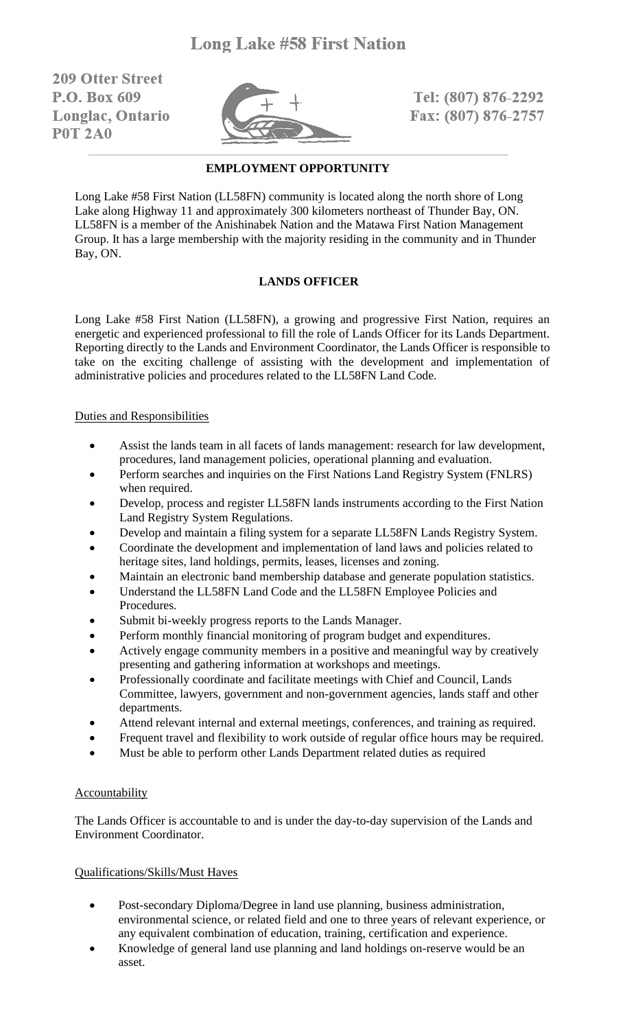# Long Lake #58 First Nation

**209 Otter Street**
**P.O. Box 609**
**Longlac, Ontario**
**P0T 2A0**

**Tel: (807) 876-2292**
**Fax: (807) 876-2757**

**EMPLOYMENT OPPORTUNITY**

Long Lake #58 First Nation (LL58FN) community is located along the north shore of Long Lake along Highway 11 and approximately 300 kilometers northeast of Thunder Bay, ON. LL58FN is a member of the Anishinabek Nation and the Matawa First Nation Management Group. It has a large membership with the majority residing in the community and in Thunder Bay, ON.

**LANDS OFFICER**

Long Lake #58 First Nation (LL58FN), a growing and progressive First Nation, requires an energetic and experienced professional to fill the role of Lands Officer for its Lands Department. Reporting directly to the Lands and Environment Coordinator, the Lands Officer is responsible to take on the exciting challenge of assisting with the development and implementation of administrative policies and procedures related to the LL58FN Land Code.

Duties and Responsibilities

- Assist the lands team in all facets of lands management: research for law development, procedures, land management policies, operational planning and evaluation.
- Perform searches and inquiries on the First Nations Land Registry System (FNLRS) when required.
- Develop, process and register LL58FN lands instruments according to the First Nation Land Registry System Regulations.
- Develop and maintain a filing system for a separate LL58FN Lands Registry System.
- Coordinate the development and implementation of land laws and policies related to heritage sites, land holdings, permits, leases, licenses and zoning.
- Maintain an electronic band membership database and generate population statistics.
- Understand the LL58FN Land Code and the LL58FN Employee Policies and Procedures.
- Submit bi-weekly progress reports to the Lands Manager.
- Perform monthly financial monitoring of program budget and expenditures.
- Actively engage community members in a positive and meaningful way by creatively presenting and gathering information at workshops and meetings.
- Professionally coordinate and facilitate meetings with Chief and Council, Lands Committee, lawyers, government and non-government agencies, lands staff and other departments.
- Attend relevant internal and external meetings, conferences, and training as required.
- Frequent travel and flexibility to work outside of regular office hours may be required.
- Must be able to perform other Lands Department related duties as required

Accountability

The Lands Officer is accountable to and is under the day-to-day supervision of the Lands and Environment Coordinator.

Qualifications/Skills/Must Haves

- Post-secondary Diploma/Degree in land use planning, business administration, environmental science, or related field and one to three years of relevant experience, or any equivalent combination of education, training, certification and experience.
- Knowledge of general land use planning and land holdings on-reserve would be an asset.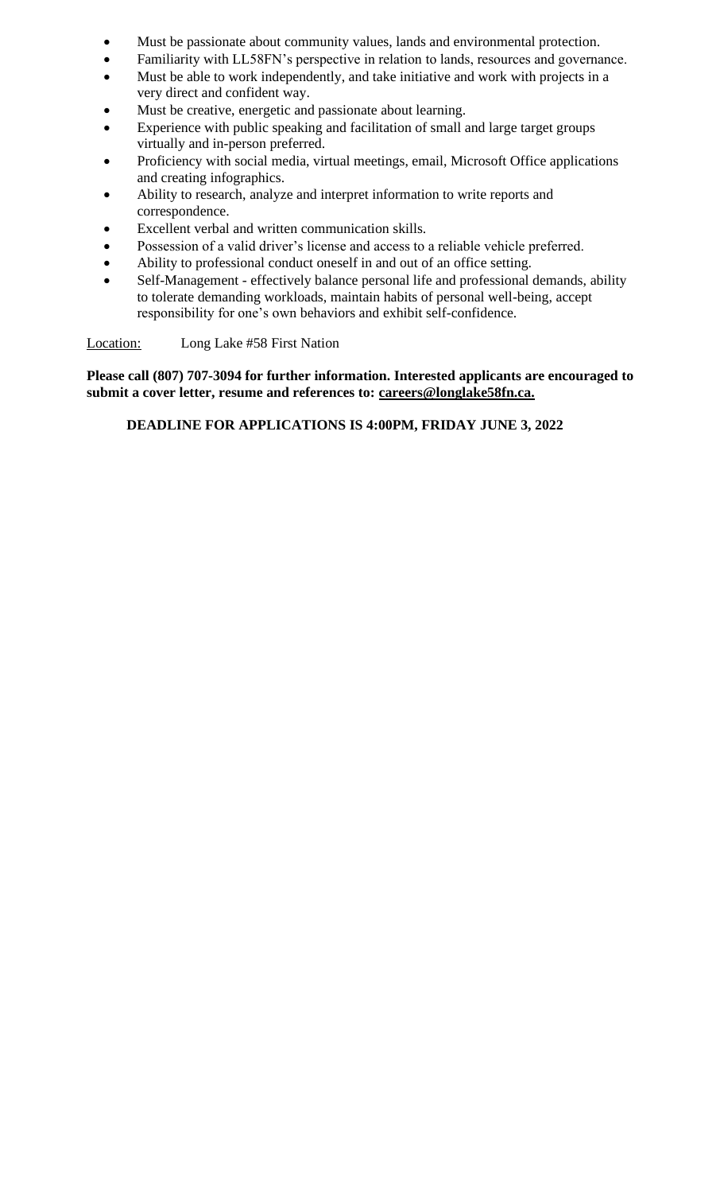- Must be passionate about community values, lands and environmental protection.
- Familiarity with LL58FN's perspective in relation to lands, resources and governance.
- Must be able to work independently, and take initiative and work with projects in a very direct and confident way.
- Must be creative, energetic and passionate about learning.
- Experience with public speaking and facilitation of small and large target groups virtually and in-person preferred.
- Proficiency with social media, virtual meetings, email, Microsoft Office applications and creating infographics.
- Ability to research, analyze and interpret information to write reports and correspondence.
- Excellent verbal and written communication skills.
- Possession of a valid driver's license and access to a reliable vehicle preferred.
- Ability to professional conduct oneself in and out of an office setting.
- Self-Management - effectively balance personal life and professional demands, ability to tolerate demanding workloads, maintain habits of personal well-being, accept responsibility for one's own behaviors and exhibit self-confidence.

Location: Long Lake #58 First Nation

**Please call (807) 707-3094 for further information. Interested applicants are encouraged to submit a cover letter, resume and references to: careers@longlake58fn.ca.**

**DEADLINE FOR APPLICATIONS IS 4:00PM, FRIDAY JUNE 3, 2022**